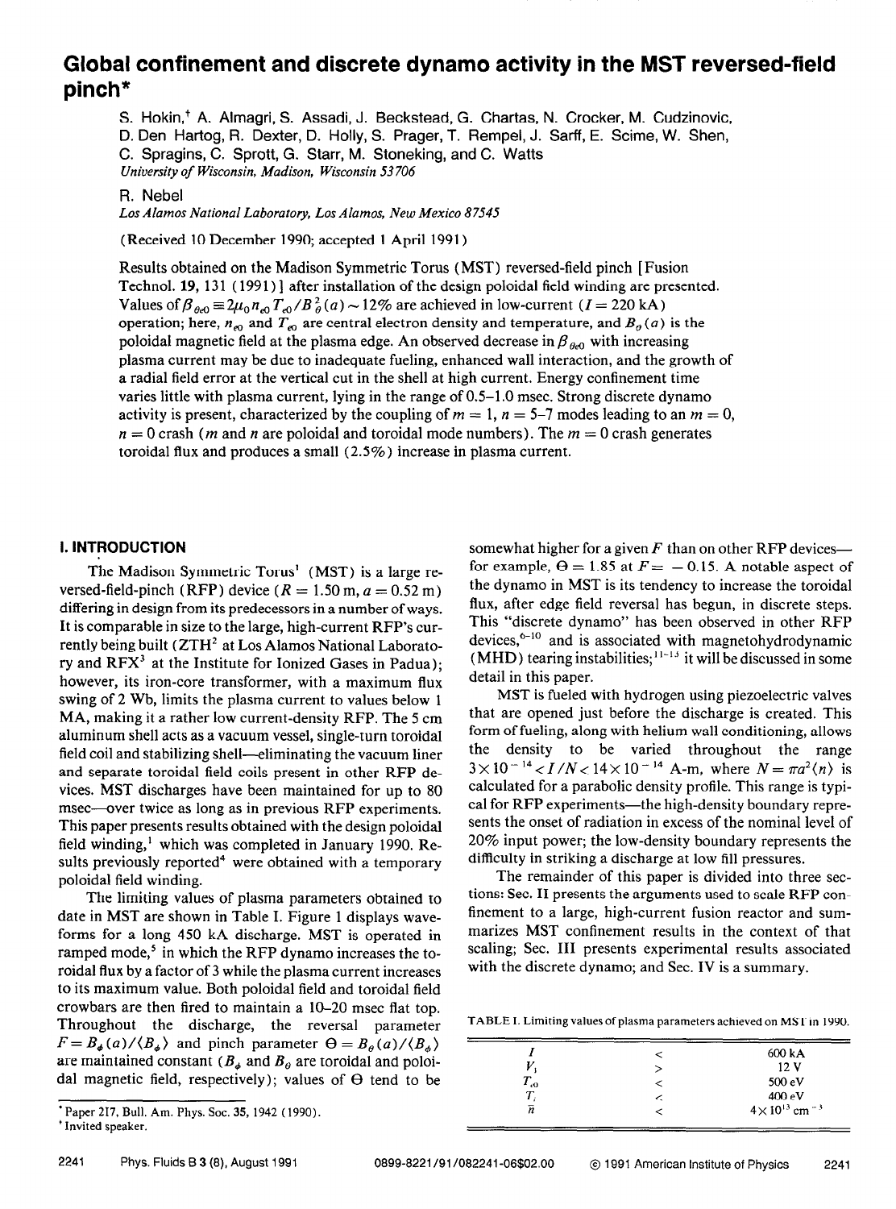# Global confinement and discrete dynamo activity in the MST reversed-field pinch*

S. Hokin,[†] A. Almagri, S. Assadi, J. Beckstead, G. Chartas, N. Crocker, M. Cudzinovic, D. Den Hartog, R. Dexter, D. Holly, S. Prager, T. Rempel, J. Sarff, E. Scime, W. Shen, C. Spragins, C. Sprott, G. Starr, M. Stoneking, and C. Watts

*University of Wisconsin, Madison, Wisconsin 53706*

R. Nebel

*Los Alamos National Laboratory, Los Alamos, New Mexico 87545*

(Received 10 December 1990; accepted 1 April 1991)

Results obtained on the Madison Symmetric Torus (MST) reversed-field pinch [Fusion Technol. 19, 131 (1991)] after installation of the design poloidal field winding are presented. Values of $\beta_{\theta e0} \equiv 2\mu_0 n_{e0} T_{e0}/B_\theta^2(a) \sim 12\%$ are achieved in low-current ($I = 220$ kA) operation; here, $n_{e0}$ and $T_{e0}$ are central electron density and temperature, and $B_\theta(a)$ is the poloidal magnetic field at the plasma edge. An observed decrease in $\beta_{\theta e0}$ with increasing plasma current may be due to inadequate fueling, enhanced wall interaction, and the growth of a radial field error at the vertical cut in the shell at high current. Energy confinement time varies little with plasma current, lying in the range of 0.5–1.0 msec. Strong discrete dynamo activity is present, characterized by the coupling of $m = 1$, $n = 5$–$7$ modes leading to an $m = 0$, $n = 0$ crash ($m$ and $n$ are poloidal and toroidal mode numbers). The $m = 0$ crash generates toroidal flux and produces a small (2.5%) increase in plasma current.

## I. INTRODUCTION

The Madison Symmetric Torus[1] (MST) is a large reversed-field-pinch (RFP) device ($R = 1.50$ m, $a = 0.52$ m) differing in design from its predecessors in a number of ways. It is comparable in size to the large, high-current RFP's currently being built (ZTH[2] at Los Alamos National Laboratory and RFX[3] at the Institute for Ionized Gases in Padua); however, its iron-core transformer, with a maximum flux swing of 2 Wb, limits the plasma current to values below 1 MA, making it a rather low current-density RFP. The 5 cm aluminum shell acts as a vacuum vessel, single-turn toroidal field coil and stabilizing shell—eliminating the vacuum liner and separate toroidal field coils present in other RFP devices. MST discharges have been maintained for up to 80 msec—over twice as long as in previous RFP experiments. This paper presents results obtained with the design poloidal field winding,[1] which was completed in January 1990. Results previously reported[4] were obtained with a temporary poloidal field winding.

The limiting values of plasma parameters obtained to date in MST are shown in Table I. Figure 1 displays waveforms for a long 450 kA discharge. MST is operated in ramped mode,[5] in which the RFP dynamo increases the toroidal flux by a factor of 3 while the plasma current increases to its maximum value. Both poloidal field and toroidal field crowbars are then fired to maintain a 10–20 msec flat top. Throughout the discharge, the reversal parameter $F = B_\phi(a)/\langle B_\phi \rangle$ and pinch parameter $\Theta = B_\theta(a)/\langle B_\phi \rangle$ are maintained constant ($B_\phi$ and $B_\theta$ are toroidal and poloidal magnetic field, respectively); values of $\Theta$ tend to be somewhat higher for a given $F$ than on other RFP devices—for example, $\Theta = 1.85$ at $F = -0.15$. A notable aspect of the dynamo in MST is its tendency to increase the toroidal flux, after edge field reversal has begun, in discrete steps. This "discrete dynamo" has been observed in other RFP devices,[6–10] and is associated with magnetohydrodynamic (MHD) tearing instabilities;[11–13] it will be discussed in some detail in this paper.

MST is fueled with hydrogen using piezoelectric valves that are opened just before the discharge is created. This form of fueling, along with helium wall conditioning, allows the density to be varied throughout the range $3\times10^{-14} < I/N < 14\times10^{-14}$ A-m, where $N = \pi a^2\langle n \rangle$ is calculated for a parabolic density profile. This range is typical for RFP experiments—the high-density boundary represents the onset of radiation in excess of the nominal level of 20% input power; the low-density boundary represents the difficulty in striking a discharge at low fill pressures.

The remainder of this paper is divided into three sections: Sec. II presents the arguments used to scale RFP confinement to a large, high-current fusion reactor and summarizes MST confinement results in the context of that scaling; Sec. III presents experimental results associated with the discrete dynamo; and Sec. IV is a summary.

TABLE I. Limiting values of plasma parameters achieved on MST in 1990.

| | | |
|---|---|---|
| $I$ | < | 600 kA |
| $V_l$ | > | 12 V |
| $T_{e0}$ | < | 500 eV |
| $T_i$ | < | 400 eV |
| $\bar{n}$ | < | $4\times10^{13}$ cm$^{-3}$ |

*Paper 2I7, Bull. Am. Phys. Soc. 35, 1942 (1990).

[†] Invited speaker.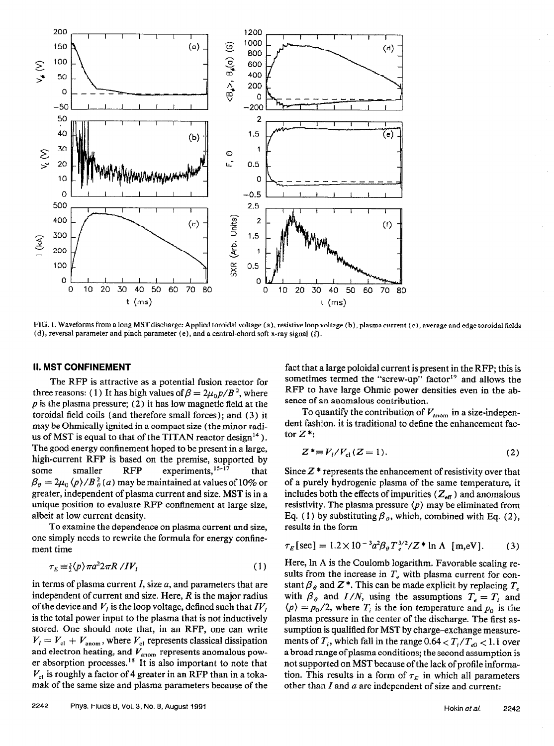FIG. 1. Waveforms from a long MST discharge: Applied toroidal voltage (a), resistive loop voltage (b), plasma current (c), average and edge toroidal fields (d), reversal parameter and pinch parameter (e), and a central-chord soft x-ray signal (f).

## II. MST CONFINEMENT

The RFP is attractive as a potential fusion reactor for three reasons: (1) It has high values of $\beta = 2\mu_0 p/B^2$, where $p$ is the plasma pressure; (2) it has low magnetic field at the toroidal field coils (and therefore small forces); and (3) it may be Ohmically ignited in a compact size (the minor radius of MST is equal to that of the TITAN reactor design[14]). The good energy confinement hoped to be present in a large, high-current RFP is based on the premise, supported by some smaller RFP experiments,[15-17] that $\beta_\theta = 2\mu_0 \langle p \rangle / B_\theta^2(a)$ may be maintained at values of 10% or greater, independent of plasma current and size. MST is in a unique position to evaluate RFP confinement at large size, albeit at low current density.

To examine the dependence on plasma current and size, one simply needs to rewrite the formula for energy confinement time

$$\tau_E \equiv \tfrac{3}{2} \langle p \rangle \pi a^2 2\pi R / I V_l \tag{1}$$

in terms of plasma current $I$, size $a$, and parameters that are independent of current and size. Here, $R$ is the major radius of the device and $V_l$ is the loop voltage, defined such that $IV_l$ is the total power input to the plasma that is not inductively stored. One should note that, in an RFP, one can write $V_l = V_{cl} + V_{anom}$, where $V_{cl}$ represents classical dissipation and electron heating, and $V_{anom}$ represents anomalous power absorption processes.[18] It is also important to note that $V_{cl}$ is roughly a factor of 4 greater in an RFP than in a tokamak of the same size and plasma parameters because of the fact that a large poloidal current is present in the RFP; this is sometimes termed the "screw-up" factor[19] and allows the RFP to have large Ohmic power densities even in the absence of an anomalous contribution.

To quantify the contribution of $V_{anom}$ in a size-independent fashion, it is traditional to define the enhancement factor $Z^*$:

$$Z^* \equiv V_l / V_{cl}(Z = 1). \tag{2}$$

Since $Z^*$ represents the enhancement of resistivity over that of a purely hydrogenic plasma of the same temperature, it includes both the effects of impurities ($Z_{eff}$) and anomalous resistivity. The plasma pressure $\langle p \rangle$ may be eliminated from Eq. (1) by substituting $\beta_\theta$, which, combined with Eq. (2), results in the form

$$\tau_E[\text{sec}] = 1.2 \times 10^{-3} a^2 \beta_\theta T_e^{3/2} / Z^* \ln \Lambda \quad [\text{m,eV}]. \tag{3}$$

Here, $\ln \Lambda$ is the Coulomb logarithm. Favorable scaling results from the increase in $T_e$ with plasma current for constant $\beta_\theta$ and $Z^*$. This can be made explicit by replacing $T_e$ with $\beta_\theta$ and $I/N$, using the assumptions $T_e = T_i$ and $\langle p \rangle = p_0/2$, where $T_i$ is the ion temperature and $p_0$ is the plasma pressure in the center of the discharge. The first assumption is qualified for MST by charge-exchange measurements of $T_i$, which fall in the range $0.64 < T_i/T_{e0} < 1.1$ over a broad range of plasma conditions; the second assumption is not supported on MST because of the lack of profile information. This results in a form of $\tau_E$ in which all parameters other than $I$ and $a$ are independent of size and current: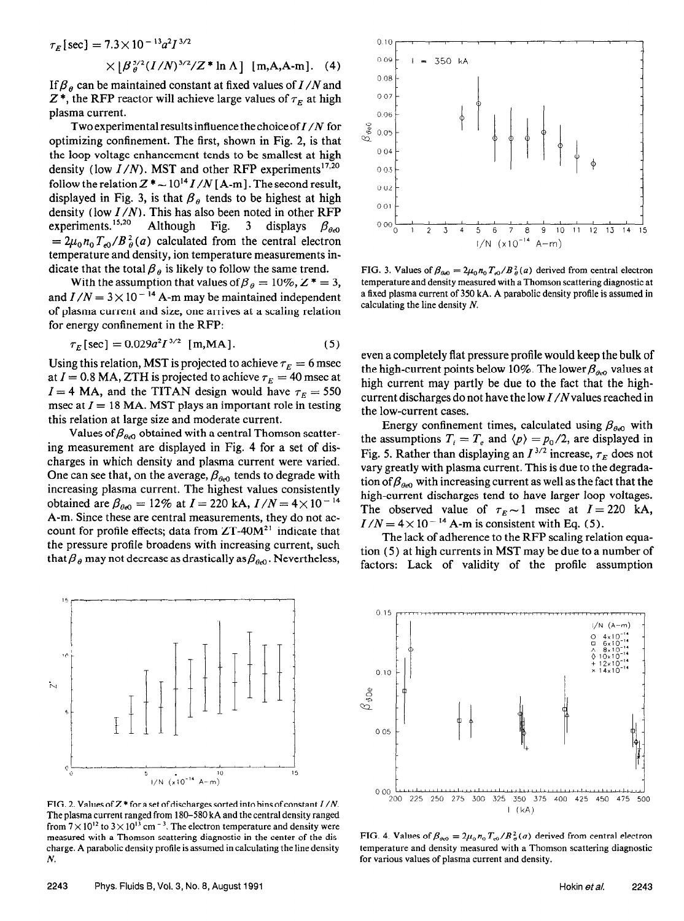$$\tau_E\,[\mathrm{sec}] = 7.3\times 10^{-13} a^2 I^{3/2} \times [\beta_\theta^{3/2} (I/N)^{3/2} / Z^* \ln \Lambda] \quad [\mathrm{m,A,A\text{-}m}]. \quad (4)$$

If $\beta_\theta$ can be maintained constant at fixed values of $I/N$ and $Z^*$, the RFP reactor will achieve large values of $\tau_E$ at high plasma current.

Two experimental results influence the choice of $I/N$ for optimizing confinement. The first, shown in Fig. 2, is that the loop voltage enhancement tends to be smallest at high density (low $I/N$). MST and other RFP experiments[17,20] follow the relation $Z^* \sim 10^{14} I/N$ [A-m]. The second result, displayed in Fig. 3, is that $\beta_\theta$ tends to be highest at high density (low $I/N$). This has also been noted in other RFP experiments.[15,20] Although Fig. 3 displays $\beta_{\theta e0} = 2\mu_0 n_0 T_{e0}/B_\theta^2(a)$ calculated from the central electron temperature and density, ion temperature measurements indicate that the total $\beta_\theta$ is likely to follow the same trend.

With the assumption that values of $\beta_\theta = 10\%$, $Z^* = 3$, and $I/N = 3\times 10^{-14}$ A-m may be maintained independent of plasma current and size, one arrives at a scaling relation for energy confinement in the RFP:

$$\tau_E\,[\mathrm{sec}] = 0.029 a^2 I^{3/2} \quad [\mathrm{m,MA}]. \quad (5)$$

Using this relation, MST is projected to achieve $\tau_E = 6$ msec at $I = 0.8$ MA, ZTH is projected to achieve $\tau_E = 40$ msec at $I = 4$ MA, and the TITAN design would have $\tau_E = 550$ msec at $I = 18$ MA. MST plays an important role in testing this relation at large size and moderate current.

Values of $\beta_{\theta e0}$ obtained with a central Thomson scattering measurement are displayed in Fig. 4 for a set of discharges in which density and plasma current were varied. One can see that, on the average, $\beta_{\theta e0}$ tends to degrade with increasing plasma current. The highest values consistently obtained are $\beta_{\theta e0} = 12\%$ at $I = 220$ kA, $I/N = 4\times 10^{-14}$ A-m. Since these are central measurements, they do not account for profile effects; data from ZT-40M[21] indicate that the pressure profile broadens with increasing current, such that $\beta_\theta$ may not decrease as drastically as $\beta_{\theta e0}$. Nevertheless, even a completely flat pressure profile would keep the bulk of the high-current points below 10%. The lower $\beta_{\theta e0}$ values at high current may partly be due to the fact that the high-current discharges do not have the low $I/N$ values reached in the low-current cases.

Energy confinement times, calculated using $\beta_{\theta e0}$ with the assumptions $T_i = T_e$ and $\langle p \rangle = p_0/2$, are displayed in Fig. 5. Rather than displaying an $I^{3/2}$ increase, $\tau_E$ does not vary greatly with plasma current. This is due to the degradation of $\beta_{\theta e0}$ with increasing current as well as the fact that the high-current discharges tend to have larger loop voltages. The observed value of $\tau_E \sim 1$ msec at $I = 220$ kA, $I/N = 4\times 10^{-14}$ A-m is consistent with Eq. (5).

The lack of adherence to the RFP scaling relation equation (5) at high currents in MST may be due to a number of factors: Lack of validity of the profile assumption

FIG. 2. Values of $Z^*$ for a set of discharges sorted into bins of constant $I/N$. The plasma current ranged from 180–580 kA and the central density ranged from $7\times 10^{12}$ to $3\times 10^{13}$ cm$^{-3}$. The electron temperature and density were measured with a Thomson scattering diagnostic in the center of the discharge. A parabolic density profile is assumed in calculating the line density $N$.

FIG. 3. Values of $\beta_{\theta e0} = 2\mu_0 n_0 T_{e0}/B_\theta^2(a)$ derived from central electron temperature and density measured with a Thomson scattering diagnostic at a fixed plasma current of 350 kA. A parabolic density profile is assumed in calculating the line density $N$.

FIG. 4. Values of $\beta_{\theta e0} = 2\mu_0 n_0 T_{e0}/B_\theta^2(a)$ derived from central electron temperature and density measured with a Thomson scattering diagnostic for various values of plasma current and density.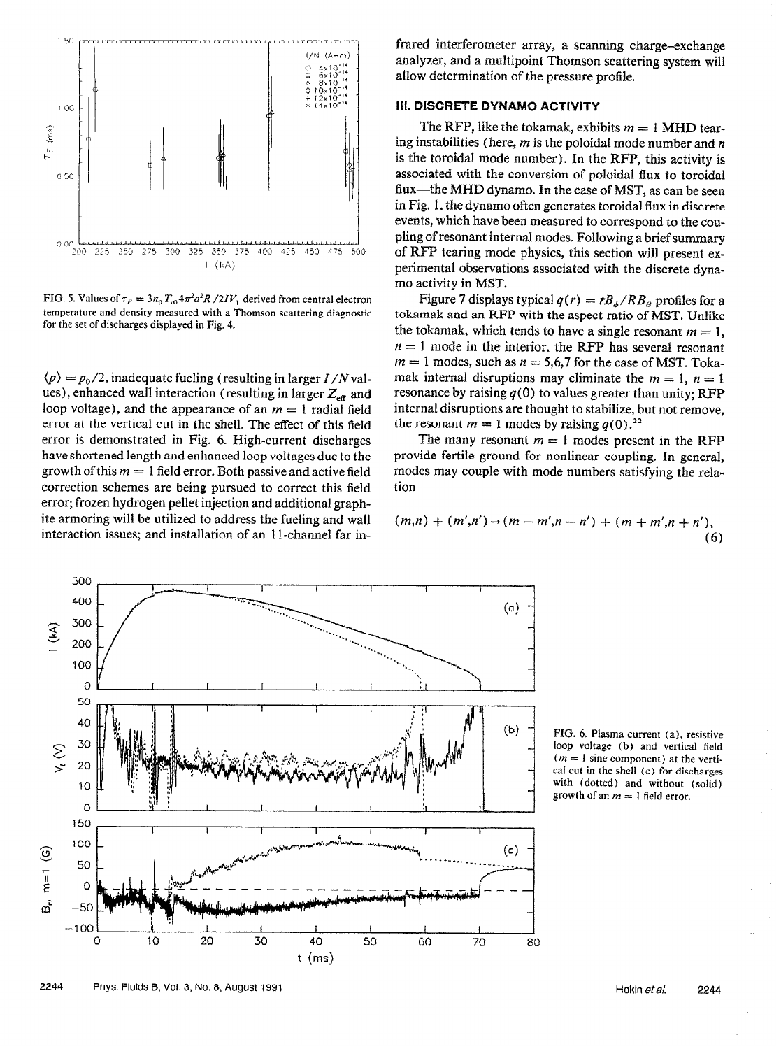FIG. 5. Values of $\tau_E = 3n_0 T_{e0} 4\pi^2 a^2 R / 2IV_1$ derived from central electron temperature and density measured with a Thomson scattering diagnostic for the set of discharges displayed in Fig. 4.

$\langle p \rangle = p_0/2$, inadequate fueling (resulting in larger $I/N$ values), enhanced wall interaction (resulting in larger $Z_{\text{eff}}$ and loop voltage), and the appearance of an $m = 1$ radial field error at the vertical cut in the shell. The effect of this field error is demonstrated in Fig. 6. High-current discharges have shortened length and enhanced loop voltages due to the growth of this $m = 1$ field error. Both passive and active field correction schemes are being pursued to correct this field error; frozen hydrogen pellet injection and additional graphite armoring will be utilized to address the fueling and wall interaction issues; and installation of an 11-channel far infrared interferometer array, a scanning charge-exchange analyzer, and a multipoint Thomson scattering system will allow determination of the pressure profile.

## III. DISCRETE DYNAMO ACTIVITY

The RFP, like the tokamak, exhibits $m = 1$ MHD tearing instabilities (here, $m$ is the poloidal mode number and $n$ is the toroidal mode number). In the RFP, this activity is associated with the conversion of poloidal flux to toroidal flux—the MHD dynamo. In the case of MST, as can be seen in Fig. 1, the dynamo often generates toroidal flux in discrete events, which have been measured to correspond to the coupling of resonant internal modes. Following a brief summary of RFP tearing mode physics, this section will present experimental observations associated with the discrete dynamo activity in MST.

Figure 7 displays typical $q(r) = rB_\phi / RB_\theta$ profiles for a tokamak and an RFP with the aspect ratio of MST. Unlike the tokamak, which tends to have a single resonant $m = 1$, $n = 1$ mode in the interior, the RFP has several resonant $m = 1$ modes, such as $n = 5,6,7$ for the case of MST. Tokamak internal disruptions may eliminate the $m = 1$, $n = 1$ resonance by raising $q(0)$ to values greater than unity; RFP internal disruptions are thought to stabilize, but not remove, the resonant $m = 1$ modes by raising $q(0)$.[22]

The many resonant $m = 1$ modes present in the RFP provide fertile ground for nonlinear coupling. In general, modes may couple with mode numbers satisfying the relation

$$(m,n) + (m',n') \rightarrow (m - m', n - n') + (m + m', n + n'), \tag{6}$$

FIG. 6. Plasma current (a), resistive loop voltage (b) and vertical field ($m = 1$ sine component) at the vertical cut in the shell (c) for discharges with (dotted) and without (solid) growth of an $m = 1$ field error.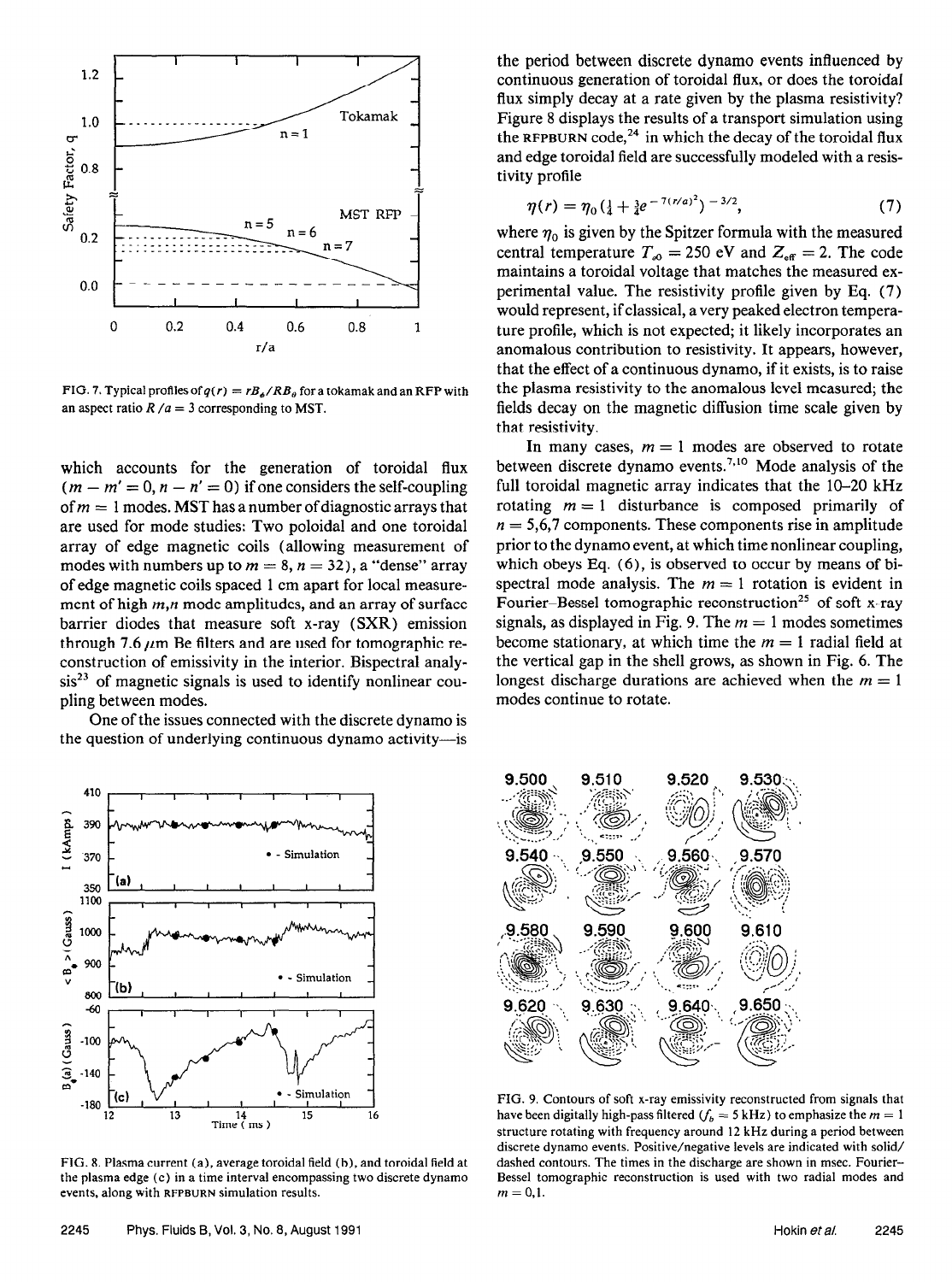FIG. 7. Typical profiles of $q(r) = rB_\phi/RB_\theta$ for a tokamak and an RFP with an aspect ratio $R/a = 3$ corresponding to MST.

which accounts for the generation of toroidal flux ($m - m' = 0$, $n - n' = 0$) if one considers the self-coupling of $m = 1$ modes. MST has a number of diagnostic arrays that are used for mode studies: Two poloidal and one toroidal array of edge magnetic coils (allowing measurement of modes with numbers up to $m = 8$, $n = 32$), a "dense" array of edge magnetic coils spaced 1 cm apart for local measurement of high $m,n$ mode amplitudes, and an array of surface barrier diodes that measure soft x-ray (SXR) emission through 7.6 $\mu$m Be filters and are used for tomographic reconstruction of emissivity in the interior. Bispectral analysis[23] of magnetic signals is used to identify nonlinear coupling between modes.

One of the issues connected with the discrete dynamo is the question of underlying continuous dynamo activity—is the period between discrete dynamo events influenced by continuous generation of toroidal flux, or does the toroidal flux simply decay at a rate given by the plasma resistivity? Figure 8 displays the results of a transport simulation using the RFPBURN code,[24] in which the decay of the toroidal flux and edge toroidal field are successfully modeled with a resistivity profile

$$\eta(r) = \eta_0\left(\tfrac{1}{4} + \tfrac{3}{4}e^{-7(r/a)^2}\right)^{-3/2}, \tag{7}$$

where $\eta_0$ is given by the Spitzer formula with the measured central temperature $T_{e0} = 250$ eV and $Z_{\rm eff} = 2$. The code maintains a toroidal voltage that matches the measured experimental value. The resistivity profile given by Eq. (7) would represent, if classical, a very peaked electron temperature profile, which is not expected; it likely incorporates an anomalous contribution to resistivity. It appears, however, that the effect of a continuous dynamo, if it exists, is to raise the plasma resistivity to the anomalous level measured; the fields decay on the magnetic diffusion time scale given by that resistivity.

In many cases, $m = 1$ modes are observed to rotate between discrete dynamo events.[7,10] Mode analysis of the full toroidal magnetic array indicates that the 10–20 kHz rotating $m = 1$ disturbance is composed primarily of $n = 5,6,7$ components. These components rise in amplitude prior to the dynamo event, at which time nonlinear coupling, which obeys Eq. (6), is observed to occur by means of bispectral mode analysis. The $m = 1$ rotation is evident in Fourier–Bessel tomographic reconstruction[25] of soft x-ray signals, as displayed in Fig. 9. The $m = 1$ modes sometimes become stationary, at which time the $m = 1$ radial field at the vertical gap in the shell grows, as shown in Fig. 6. The longest discharge durations are achieved when the $m = 1$ modes continue to rotate.

FIG. 8. Plasma current (a), average toroidal field (b), and toroidal field at the plasma edge (c) in a time interval encompassing two discrete dynamo events, along with RFPBURN simulation results.

FIG. 9. Contours of soft x-ray emissivity reconstructed from signals that have been digitally high-pass filtered ($f_h = 5$ kHz) to emphasize the $m = 1$ structure rotating with frequency around 12 kHz during a period between discrete dynamo events. Positive/negative levels are indicated with solid/dashed contours. The times in the discharge are shown in msec. Fourier–Bessel tomographic reconstruction is used with two radial modes and $m = 0,1$.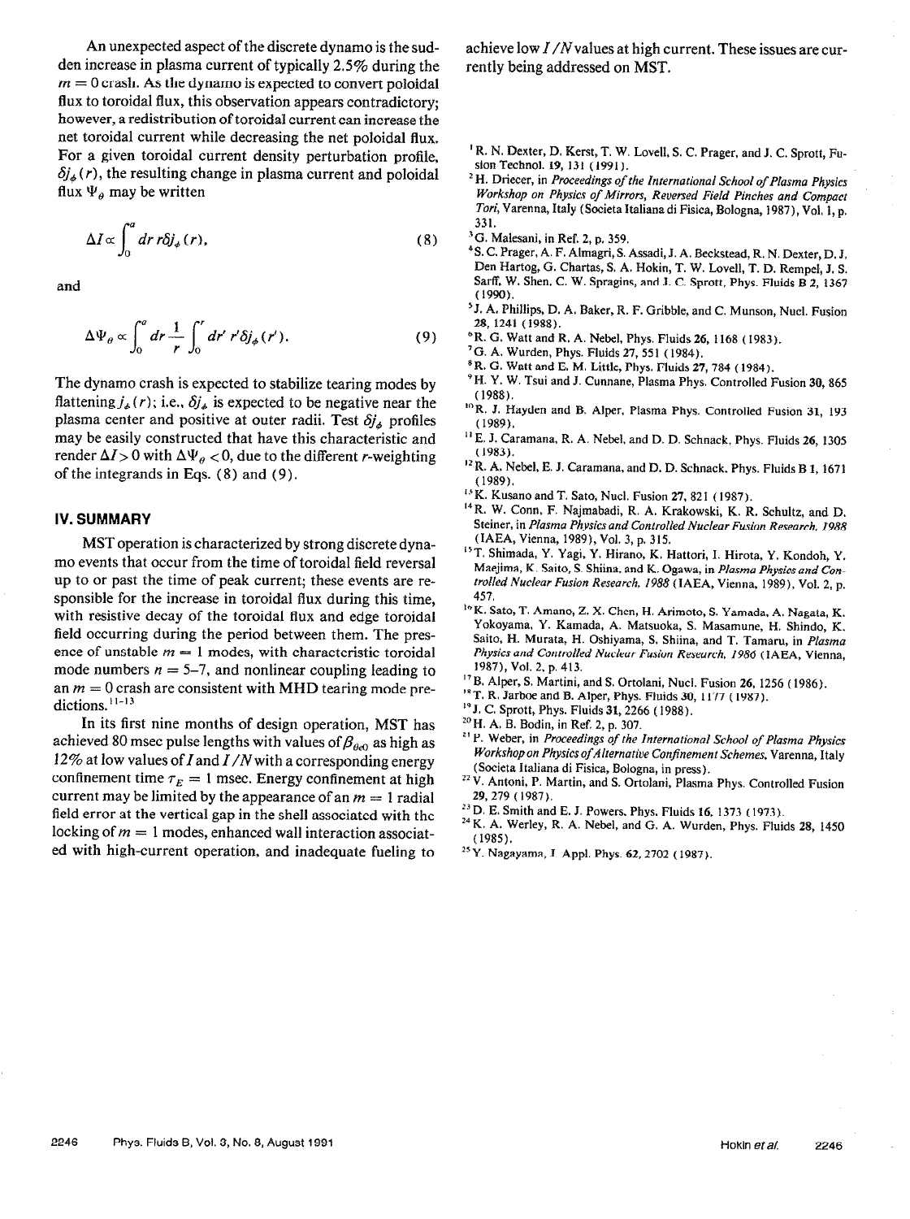An unexpected aspect of the discrete dynamo is the sudden increase in plasma current of typically 2.5% during the $m = 0$ crash. As the dynamo is expected to convert poloidal flux to toroidal flux, this observation appears contradictory; however, a redistribution of toroidal current can increase the net toroidal current while decreasing the net poloidal flux. For a given toroidal current density perturbation profile, $\delta j_\phi(r)$, the resulting change in plasma current and poloidal flux $\Psi_\theta$ may be written

$$\Delta I \propto \int_0^a dr\, r\delta j_\phi(r), \tag{8}$$

and

$$\Delta \Psi_\theta \propto \int_0^a dr \frac{1}{r} \int_0^r dr'\, r' \delta j_\phi(r'). \tag{9}$$

The dynamo crash is expected to stabilize tearing modes by flattening $j_\phi(r)$; i.e., $\delta j_\phi$ is expected to be negative near the plasma center and positive at outer radii. Test $\delta j_\phi$ profiles may be easily constructed that have this characteristic and render $\Delta I > 0$ with $\Delta \Psi_\theta < 0$, due to the different $r$-weighting of the integrands in Eqs. (8) and (9).

## IV. SUMMARY

MST operation is characterized by strong discrete dynamo events that occur from the time of toroidal field reversal up to or past the time of peak current; these events are responsible for the increase in toroidal flux during this time, with resistive decay of the toroidal flux and edge toroidal field occurring during the period between them. The presence of unstable $m = 1$ modes, with characteristic toroidal mode numbers $n = 5$–$7$, and nonlinear coupling leading to an $m = 0$ crash are consistent with MHD tearing mode predictions.[11-13]

In its first nine months of design operation, MST has achieved 80 msec pulse lengths with values of $\beta_{\theta 0}$ as high as 12% at low values of $I$ and $I/N$ with a corresponding energy confinement time $\tau_E = 1$ msec. Energy confinement at high current may be limited by the appearance of an $m = 1$ radial field error at the vertical gap in the shell associated with the locking of $m = 1$ modes, enhanced wall interaction associated with high-current operation, and inadequate fueling to achieve low $I/N$ values at high current. These issues are currently being addressed on MST.

[1] R. N. Dexter, D. Kerst, T. W. Lovell, S. C. Prager, and J. C. Sprott, Fusion Technol. **19**, 131 (1991).

[2] H. Driecer, in *Proceedings of the International School of Plasma Physics Workshop on Physics of Mirrors, Reversed Field Pinches and Compact Tori*, Varenna, Italy (Societa Italiana di Fisica, Bologna, 1987), Vol. 1, p. 331.

[3] G. Malesani, in Ref. 2, p. 359.

[4] S. C. Prager, A. F. Almagri, S. Assadi, J. A. Beckstead, R. N. Dexter, D. J. Den Hartog, G. Chartas, S. A. Hokin, T. W. Lovell, T. D. Rempel, J. S. Sarff, W. Shen, C. W. Spragins, and J. C. Sprott, Phys. Fluids B **2**, 1367 (1990).

[5] J. A. Phillips, D. A. Baker, R. F. Gribble, and C. Munson, Nucl. Fusion **28**, 1241 (1988).

[6] R. G. Watt and R. A. Nebel, Phys. Fluids **26**, 1168 (1983).

[7] G. A. Wurden, Phys. Fluids **27**, 551 (1984).

[8] R. G. Watt and E. M. Little, Phys. Fluids **27**, 784 (1984).

[9] H. Y. W. Tsui and J. Cunnane, Plasma Phys. Controlled Fusion **30**, 865 (1988).

[10] R. J. Hayden and B. Alper, Plasma Phys. Controlled Fusion **31**, 193 (1989).

[11] E. J. Caramana, R. A. Nebel, and D. D. Schnack, Phys. Fluids **26**, 1305 (1983).

[12] R. A. Nebel, E. J. Caramana, and D. D. Schnack, Phys. Fluids B **1**, 1671 (1989).

[13] K. Kusano and T. Sato, Nucl. Fusion **27**, 821 (1987).

[14] R. W. Conn, F. Najmabadi, R. A. Krakowski, K. R. Schultz, and D. Steiner, in *Plasma Physics and Controlled Nuclear Fusion Research, 1988* (IAEA, Vienna, 1989), Vol. 3, p. 315.

[15] T. Shimada, Y. Yagi, Y. Hirano, K. Hattori, I. Hirota, Y. Kondoh, Y. Maejima, K. Saito, S. Shiina, and K. Ogawa, in *Plasma Physics and Controlled Nuclear Fusion Research, 1988* (IAEA, Vienna, 1989), Vol. 2, p. 457.

[16] K. Sato, T. Amano, Z. X. Chen, H. Arimoto, S. Yamada, A. Nagata, K. Yokoyama, Y. Kamada, A. Matsuoka, S. Masamune, H. Shindo, K. Saito, H. Murata, H. Oshiyama, S. Shiina, and T. Tamaru, in *Plasma Physics and Controlled Nuclear Fusion Research, 1986* (IAEA, Vienna, 1987), Vol. 2, p. 413.

[17] B. Alper, S. Martini, and S. Ortolani, Nucl. Fusion **26**, 1256 (1986).

[18] T. R. Jarboe and B. Alper, Phys. Fluids **30**, 1177 (1987).

[19] J. C. Sprott, Phys. Fluids **31**, 2266 (1988).

[20] H. A. B. Bodin, in Ref. 2, p. 307.

[21] P. Weber, in *Proceedings of the International School of Plasma Physics Workshop on Physics of Alternative Confinement Schemes*, Varenna, Italy (Societa Italiana di Fisica, Bologna, in press).

[22] V. Antoni, P. Martin, and S. Ortolani, Plasma Phys. Controlled Fusion **29**, 279 (1987).

[23] D. E. Smith and E. J. Powers, Phys. Fluids **16**, 1373 (1973).

[24] K. A. Werley, R. A. Nebel, and G. A. Wurden, Phys. Fluids **28**, 1450 (1985).

[25] Y. Nagayama, J. Appl. Phys. **62**, 2702 (1987).